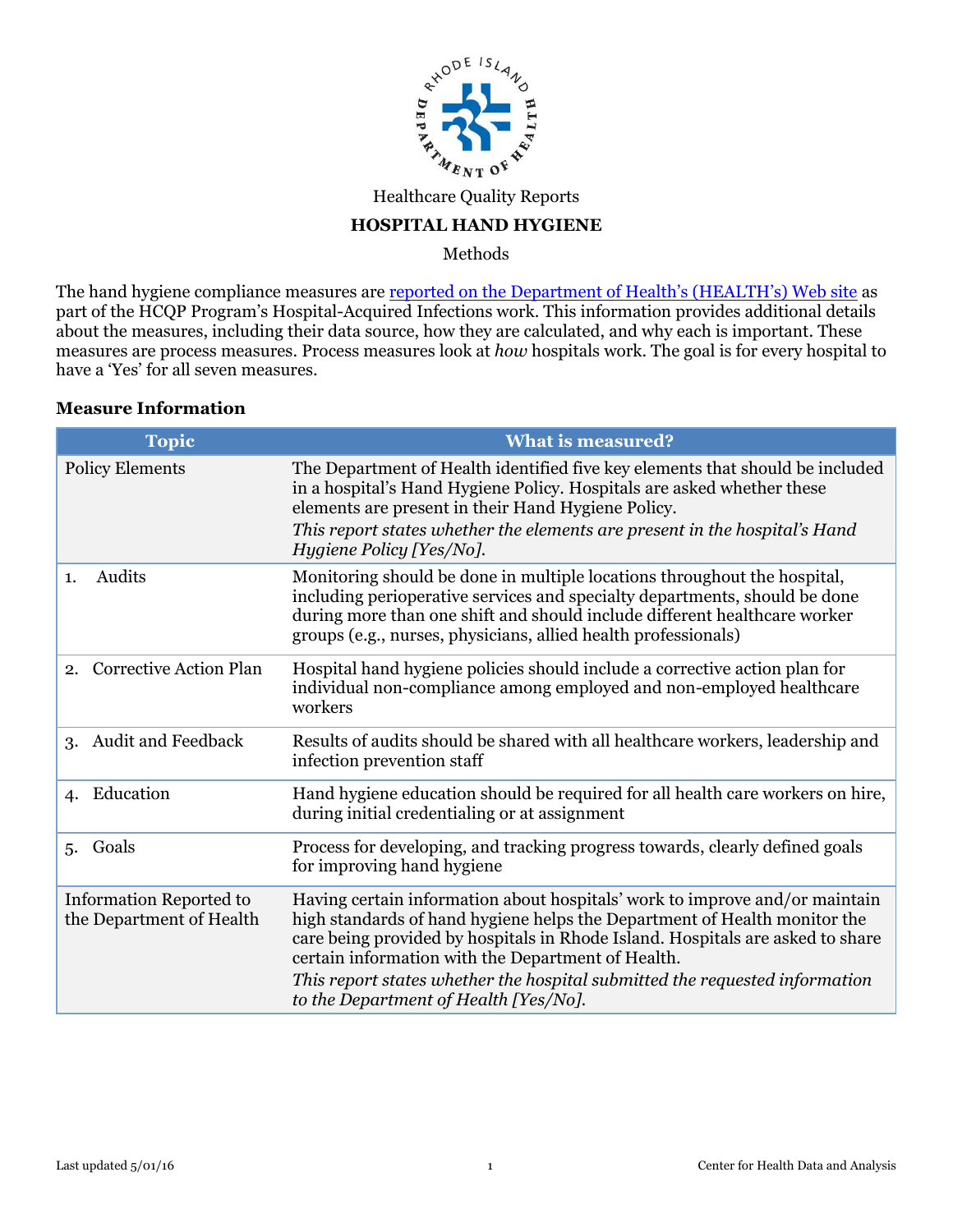Healthcare Quality Reports

# HOSPITAL HAND HYGIENE

Methods

The hand hygiene compliance measures are [reported on the Department of Health's (HEALTH's) Web site] as part of the HCQP Program's Hospital-Acquired Infections work. This information provides additional details about the measures, including their data source, how they are calculated, and why each is important. These measures are process measures. Process measures look at *how* hospitals work. The goal is for every hospital to have a 'Yes' for all seven measures.

### Measure Information

| Topic | What is measured? |
|---|---|
| Policy Elements | The Department of Health identified five key elements that should be included in a hospital's Hand Hygiene Policy. Hospitals are asked whether these elements are present in their Hand Hygiene Policy. *This report states whether the elements are present in the hospital's Hand Hygiene Policy [Yes/No].* |
| 1. Audits | Monitoring should be done in multiple locations throughout the hospital, including perioperative services and specialty departments, should be done during more than one shift and should include different healthcare worker groups (e.g., nurses, physicians, allied health professionals) |
| 2. Corrective Action Plan | Hospital hand hygiene policies should include a corrective action plan for individual non-compliance among employed and non-employed healthcare workers |
| 3. Audit and Feedback | Results of audits should be shared with all healthcare workers, leadership and infection prevention staff |
| 4. Education | Hand hygiene education should be required for all health care workers on hire, during initial credentialing or at assignment |
| 5. Goals | Process for developing, and tracking progress towards, clearly defined goals for improving hand hygiene |
| Information Reported to the Department of Health | Having certain information about hospitals' work to improve and/or maintain high standards of hand hygiene helps the Department of Health monitor the care being provided by hospitals in Rhode Island. Hospitals are asked to share certain information with the Department of Health. *This report states whether the hospital submitted the requested information to the Department of Health [Yes/No].* |

Last updated 5/01/16 — Center for Health Data and Analysis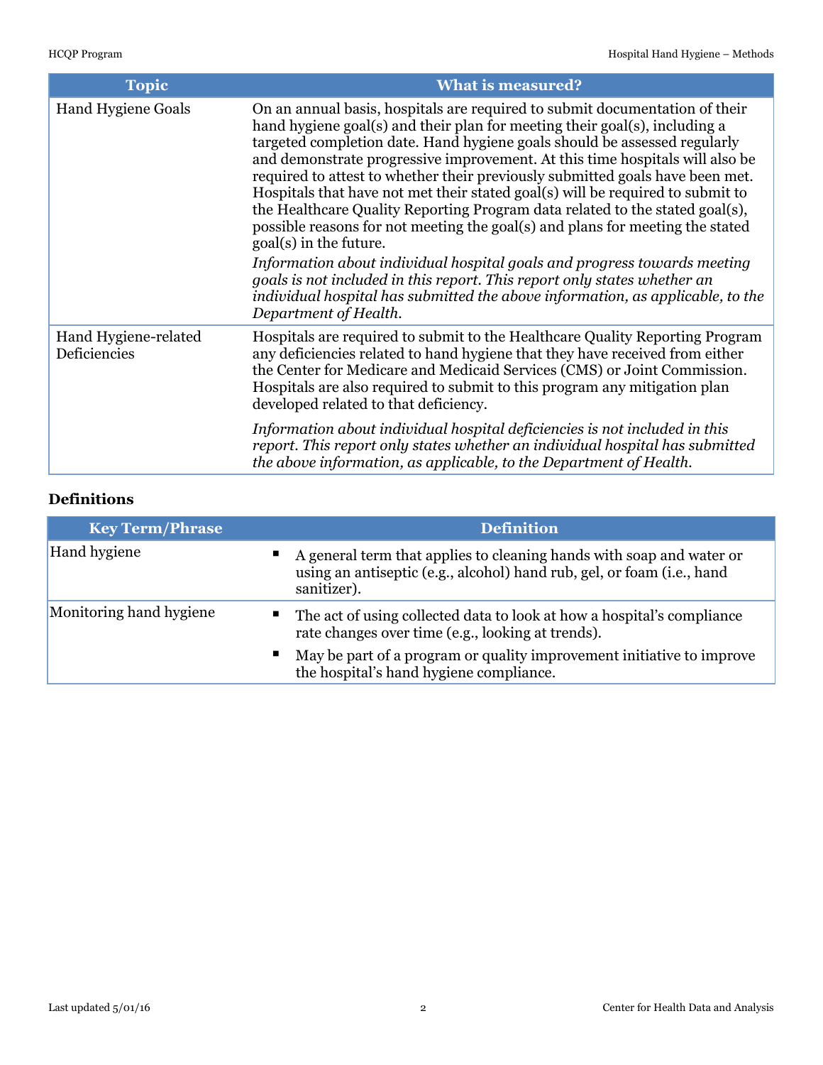| Topic | What is measured? |
|---|---|
| Hand Hygiene Goals | On an annual basis, hospitals are required to submit documentation of their hand hygiene goal(s) and their plan for meeting their goal(s), including a targeted completion date. Hand hygiene goals should be assessed regularly and demonstrate progressive improvement. At this time hospitals will also be required to attest to whether their previously submitted goals have been met. Hospitals that have not met their stated goal(s) will be required to submit to the Healthcare Quality Reporting Program data related to the stated goal(s), possible reasons for not meeting the goal(s) and plans for meeting the stated goal(s) in the future. *Information about individual hospital goals and progress towards meeting goals is not included in this report. This report only states whether an individual hospital has submitted the above information, as applicable, to the Department of Health.* |
| Hand Hygiene-related Deficiencies | Hospitals are required to submit to the Healthcare Quality Reporting Program any deficiencies related to hand hygiene that they have received from either the Center for Medicare and Medicaid Services (CMS) or Joint Commission. Hospitals are also required to submit to this program any mitigation plan developed related to that deficiency. *Information about individual hospital deficiencies is not included in this report. This report only states whether an individual hospital has submitted the above information, as applicable, to the Department of Health.* |

### Definitions

| Key Term/Phrase | Definition |
|---|---|
| Hand hygiene | ▪ A general term that applies to cleaning hands with soap and water or using an antiseptic (e.g., alcohol) hand rub, gel, or foam (i.e., hand sanitizer). |
| Monitoring hand hygiene | ▪ The act of using collected data to look at how a hospital's compliance rate changes over time (e.g., looking at trends). ▪ May be part of a program or quality improvement initiative to improve the hospital's hand hygiene compliance. |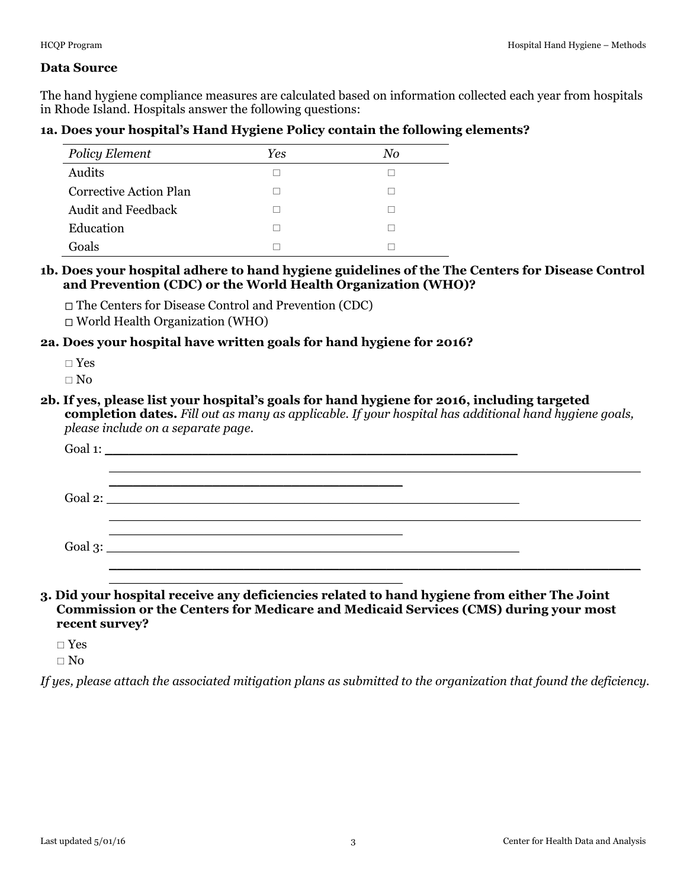**Data Source**

The hand hygiene compliance measures are calculated based on information collected each year from hospitals in Rhode Island. Hospitals answer the following questions:

**1a. Does your hospital's Hand Hygiene Policy contain the following elements?**

| *Policy Element* | *Yes* | *No* |
|---|---|---|
| Audits | □ | □ |
| Corrective Action Plan | □ | □ |
| Audit and Feedback | □ | □ |
| Education | □ | □ |
| Goals | □ | □ |

**1b. Does your hospital adhere to hand hygiene guidelines of the The Centers for Disease Control and Prevention (CDC) or the World Health Organization (WHO)?**

□ The Centers for Disease Control and Prevention (CDC)
□ World Health Organization (WHO)

**2a. Does your hospital have written goals for hand hygiene for 2016?**

□ Yes
□ No

**2b. If yes, please list your hospital's goals for hand hygiene for 2016, including targeted completion dates.** *Fill out as many as applicable. If your hospital has additional hand hygiene goals, please include on a separate page.*

Goal 1: ______________________________________________________

Goal 2: ______________________________________________________

Goal 3: ______________________________________________________

**3. Did your hospital receive any deficiencies related to hand hygiene from either The Joint Commission or the Centers for Medicare and Medicaid Services (CMS) during your most recent survey?**

□ Yes
□ No

*If yes, please attach the associated mitigation plans as submitted to the organization that found the deficiency.*